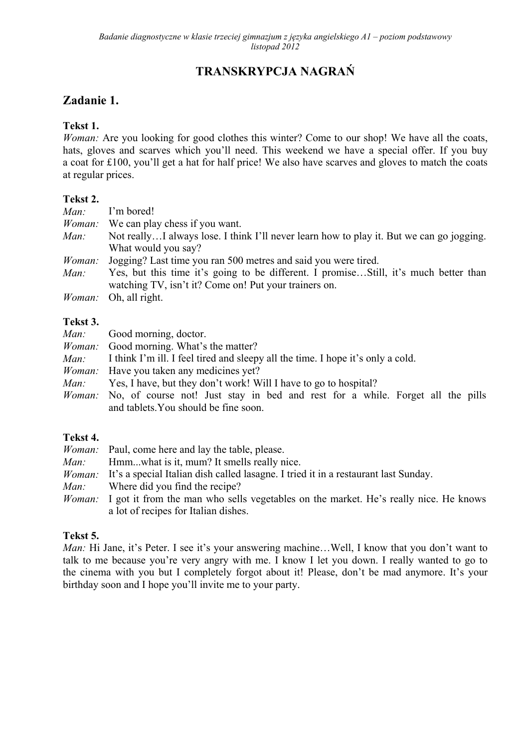# TRANSKRYPCJA NAGRAŃ

## Zadanie 1.

**Tekst 1.**

*Woman:* Are you looking for good clothes this winter? Come to our shop! We have all the coats, hats, gloves and scarves which you'll need. This weekend we have a special offer. If you buy a coat for £100, you'll get a hat for half price! We also have scarves and gloves to match the coats at regular prices.

**Tekst 2.**

*Man:* I'm bored!
*Woman:* We can play chess if you want.
*Man:* Not really…I always lose. I think I'll never learn how to play it. But we can go jogging. What would you say?
*Woman:* Jogging? Last time you ran 500 metres and said you were tired.
*Man:* Yes, but this time it's going to be different. I promise…Still, it's much better than watching TV, isn't it? Come on! Put your trainers on.
*Woman:* Oh, all right.

**Tekst 3.**

*Man:* Good morning, doctor.
*Woman:* Good morning. What's the matter?
*Man:* I think I'm ill. I feel tired and sleepy all the time. I hope it's only a cold.
*Woman:* Have you taken any medicines yet?
*Man:* Yes, I have, but they don't work! Will I have to go to hospital?
*Woman:* No, of course not! Just stay in bed and rest for a while. Forget all the pills and tablets.You should be fine soon.

**Tekst 4.**

*Woman:* Paul, come here and lay the table, please.
*Man:* Hmm...what is it, mum? It smells really nice.
*Woman:* It's a special Italian dish called lasagne. I tried it in a restaurant last Sunday.
*Man:* Where did you find the recipe?
*Woman:* I got it from the man who sells vegetables on the market. He's really nice. He knows a lot of recipes for Italian dishes.

**Tekst 5.**

*Man:* Hi Jane, it's Peter. I see it's your answering machine…Well, I know that you don't want to talk to me because you're very angry with me. I know I let you down. I really wanted to go to the cinema with you but I completely forgot about it! Please, don't be mad anymore. It's your birthday soon and I hope you'll invite me to your party.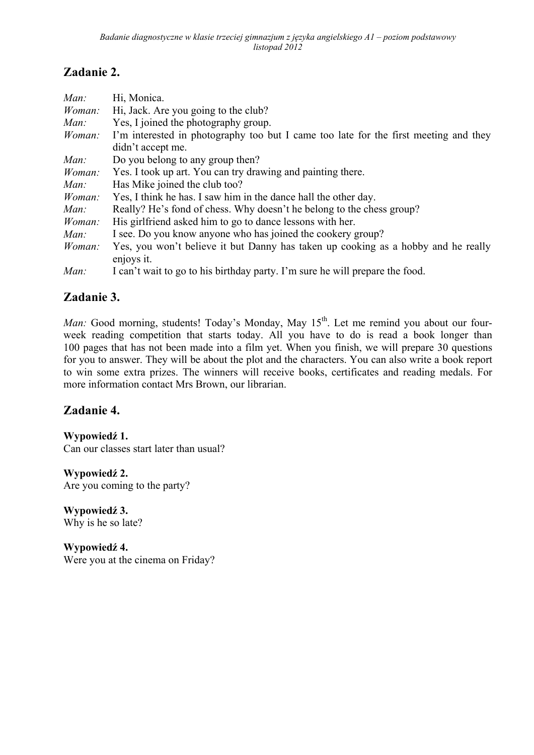## Zadanie 2.

*Man:* Hi, Monica.

*Woman:* Hi, Jack. Are you going to the club?

*Man:* Yes, I joined the photography group.

*Woman:* I'm interested in photography too but I came too late for the first meeting and they didn't accept me.

*Man:* Do you belong to any group then?

*Woman:* Yes. I took up art. You can try drawing and painting there.

*Man:* Has Mike joined the club too?

*Woman:* Yes, I think he has. I saw him in the dance hall the other day.

*Man:* Really? He's fond of chess. Why doesn't he belong to the chess group?

*Woman:* His girlfriend asked him to go to dance lessons with her.

*Man:* I see. Do you know anyone who has joined the cookery group?

*Woman:* Yes, you won't believe it but Danny has taken up cooking as a hobby and he really enjoys it.

*Man:* I can't wait to go to his birthday party. I'm sure he will prepare the food.

## Zadanie 3.

*Man:* Good morning, students! Today's Monday, May 15th. Let me remind you about our four-week reading competition that starts today. All you have to do is read a book longer than 100 pages that has not been made into a film yet. When you finish, we will prepare 30 questions for you to answer. They will be about the plot and the characters. You can also write a book report to win some extra prizes. The winners will receive books, certificates and reading medals. For more information contact Mrs Brown, our librarian.

## Zadanie 4.

**Wypowiedź 1.**
Can our classes start later than usual?

**Wypowiedź 2.**
Are you coming to the party?

**Wypowiedź 3.**
Why is he so late?

**Wypowiedź 4.**
Were you at the cinema on Friday?